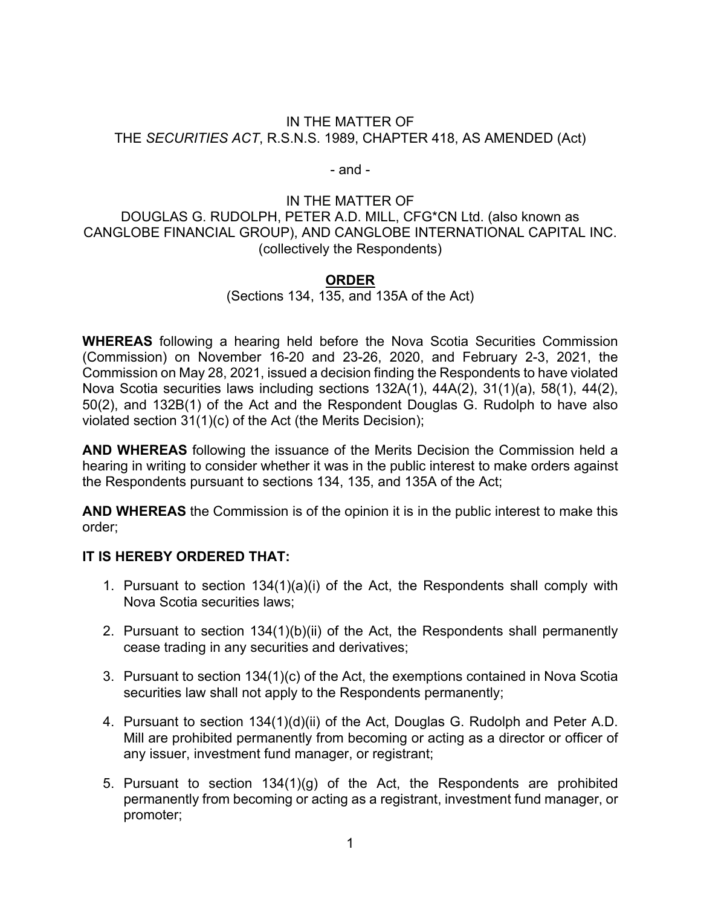IN THE MATTER OF
THE *SECURITIES ACT*, R.S.N.S. 1989, CHAPTER 418, AS AMENDED (Act)

\- and -

IN THE MATTER OF
DOUGLAS G. RUDOLPH, PETER A.D. MILL, CFG*CN Ltd. (also known as CANGLOBE FINANCIAL GROUP), AND CANGLOBE INTERNATIONAL CAPITAL INC. (collectively the Respondents)

# ORDER

(Sections 134, 135, and 135A of the Act)

**WHEREAS** following a hearing held before the Nova Scotia Securities Commission (Commission) on November 16-20 and 23-26, 2020, and February 2-3, 2021, the Commission on May 28, 2021, issued a decision finding the Respondents to have violated Nova Scotia securities laws including sections 132A(1), 44A(2), 31(1)(a), 58(1), 44(2), 50(2), and 132B(1) of the Act and the Respondent Douglas G. Rudolph to have also violated section 31(1)(c) of the Act (the Merits Decision);

**AND WHEREAS** following the issuance of the Merits Decision the Commission held a hearing in writing to consider whether it was in the public interest to make orders against the Respondents pursuant to sections 134, 135, and 135A of the Act;

**AND WHEREAS** the Commission is of the opinion it is in the public interest to make this order;

**IT IS HEREBY ORDERED THAT:**

1. Pursuant to section 134(1)(a)(i) of the Act, the Respondents shall comply with Nova Scotia securities laws;
2. Pursuant to section 134(1)(b)(ii) of the Act, the Respondents shall permanently cease trading in any securities and derivatives;
3. Pursuant to section 134(1)(c) of the Act, the exemptions contained in Nova Scotia securities law shall not apply to the Respondents permanently;
4. Pursuant to section 134(1)(d)(ii) of the Act, Douglas G. Rudolph and Peter A.D. Mill are prohibited permanently from becoming or acting as a director or officer of any issuer, investment fund manager, or registrant;
5. Pursuant to section 134(1)(g) of the Act, the Respondents are prohibited permanently from becoming or acting as a registrant, investment fund manager, or promoter;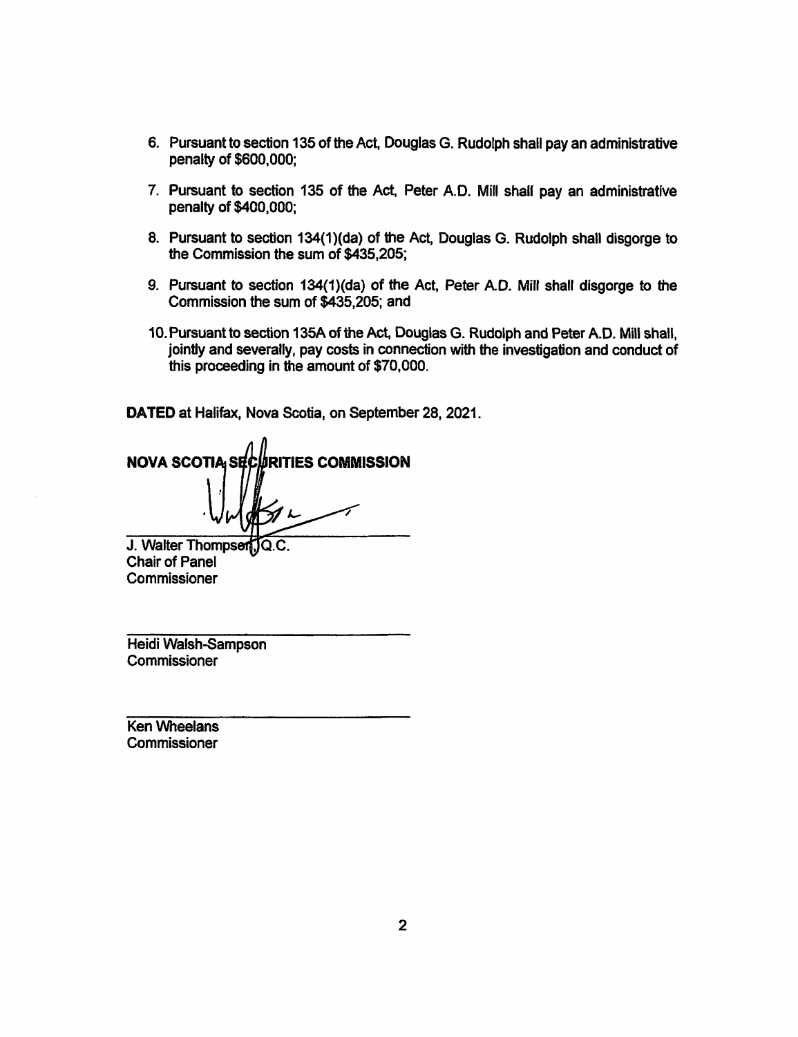6. Pursuant to section 135 of the Act, Douglas G. Rudolph shall pay an administrative penalty of $600,000;

7. Pursuant to section 135 of the Act, Peter A.D. Mill shall pay an administrative penalty of $400,000;

8. Pursuant to section 134(1)(da) of the Act, Douglas G. Rudolph shall disgorge to the Commission the sum of $435,205;

9. Pursuant to section 134(1)(da) of the Act, Peter A.D. Mill shall disgorge to the Commission the sum of $435,205; and

10. Pursuant to section 135A of the Act, Douglas G. Rudolph and Peter A.D. Mill shall, jointly and severally, pay costs in connection with the investigation and conduct of this proceeding in the amount of $70,000.

**DATED** at Halifax, Nova Scotia, on September 28, 2021.

**NOVA SCOTIA SECURITIES COMMISSION**

J. Walter Thompson, Q.C.
Chair of Panel
Commissioner

Heidi Walsh-Sampson
Commissioner

Ken Wheelans
Commissioner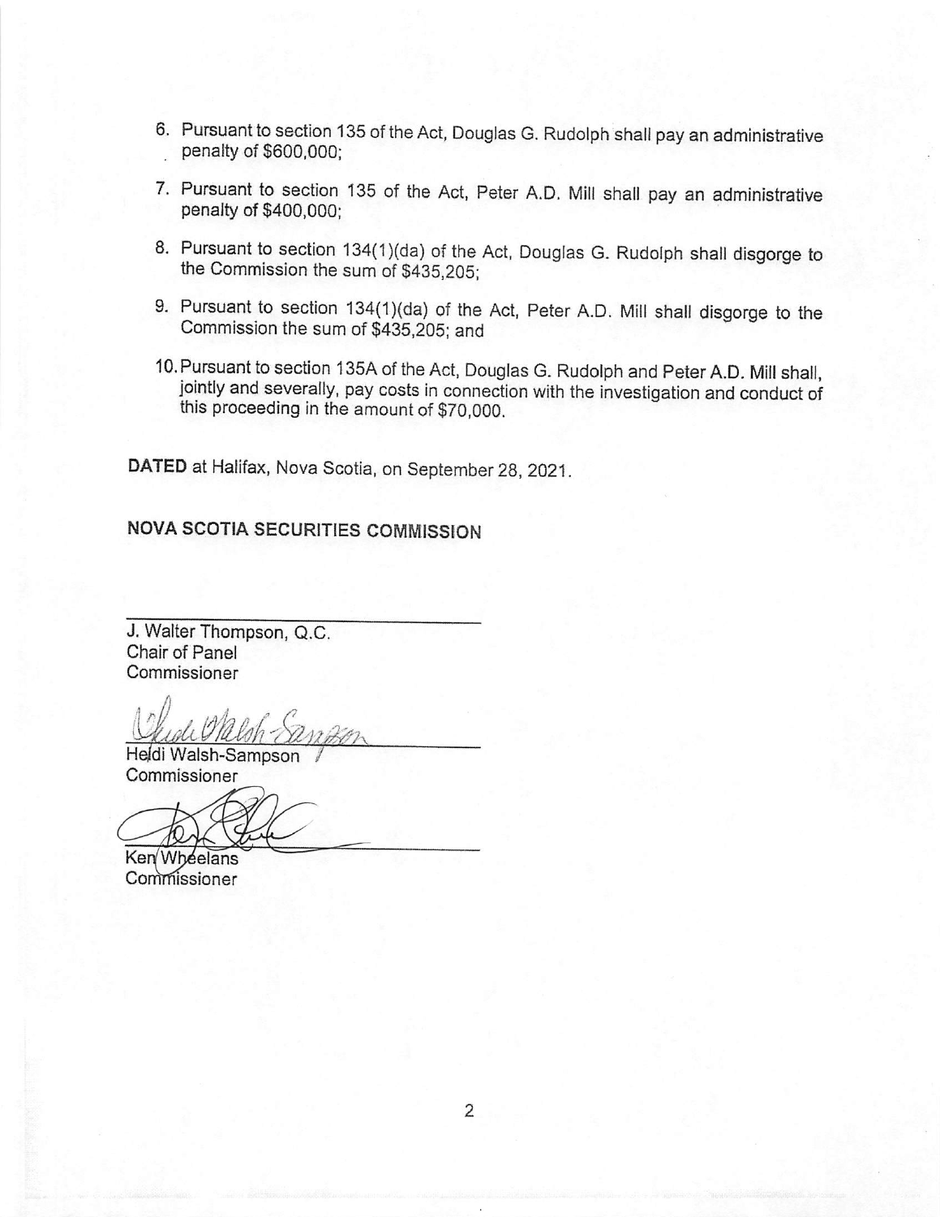6. Pursuant to section 135 of the Act, Douglas G. Rudolph shall pay an administrative penalty of $600,000;

7. Pursuant to section 135 of the Act, Peter A.D. Mill shall pay an administrative penalty of $400,000;

8. Pursuant to section 134(1)(da) of the Act, Douglas G. Rudolph shall disgorge to the Commission the sum of $435,205;

9. Pursuant to section 134(1)(da) of the Act, Peter A.D. Mill shall disgorge to the Commission the sum of $435,205; and

10. Pursuant to section 135A of the Act, Douglas G. Rudolph and Peter A.D. Mill shall, jointly and severally, pay costs in connection with the investigation and conduct of this proceeding in the amount of $70,000.

**DATED** at Halifax, Nova Scotia, on September 28, 2021.

**NOVA SCOTIA SECURITIES COMMISSION**

J. Walter Thompson, Q.C.
Chair of Panel
Commissioner

Heidi Walsh-Sampson
Commissioner

Ken Wheelans
Commissioner